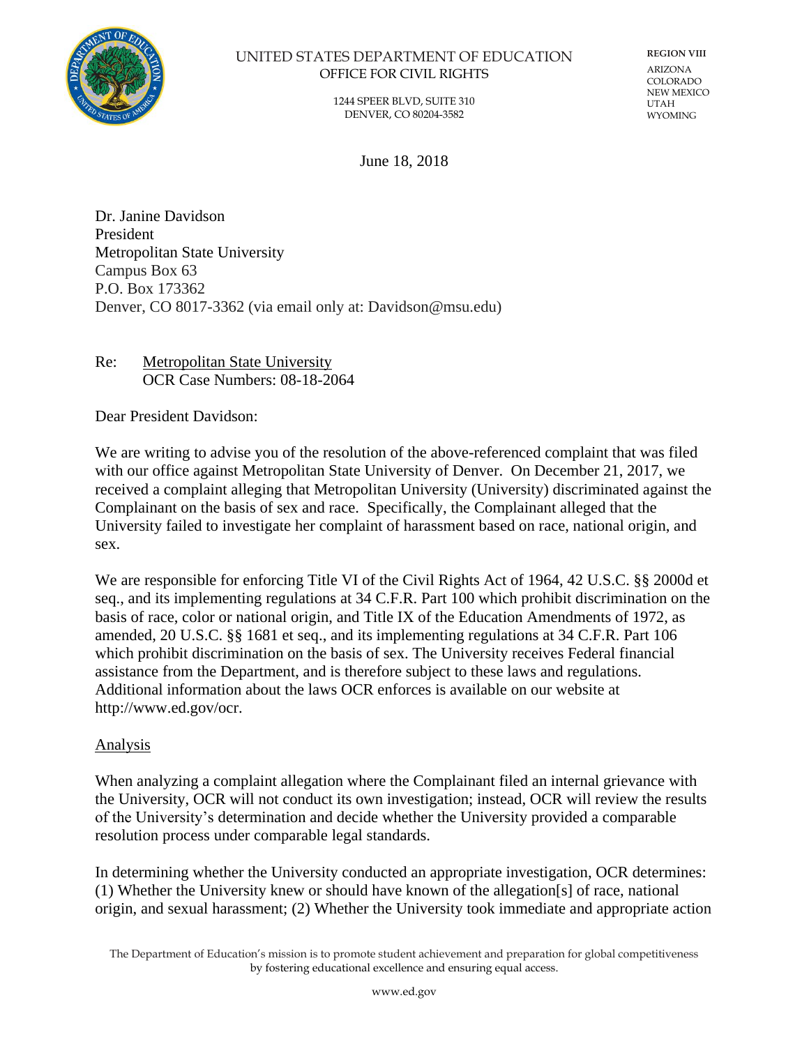UNITED STATES DEPARTMENT OF EDUCATION
OFFICE FOR CIVIL RIGHTS

1244 SPEER BLVD, SUITE 310
DENVER, CO 80204-3582

REGION VIII
ARIZONA
COLORADO
NEW MEXICO
UTAH
WYOMING

June 18, 2018

Dr. Janine Davidson
President
Metropolitan State University
Campus Box 63
P.O. Box 173362
Denver, CO 8017-3362 (via email only at: Davidson@msu.edu)

Re: Metropolitan State University
OCR Case Numbers: 08-18-2064

Dear President Davidson:

We are writing to advise you of the resolution of the above-referenced complaint that was filed with our office against Metropolitan State University of Denver. On December 21, 2017, we received a complaint alleging that Metropolitan University (University) discriminated against the Complainant on the basis of sex and race. Specifically, the Complainant alleged that the University failed to investigate her complaint of harassment based on race, national origin, and sex.

We are responsible for enforcing Title VI of the Civil Rights Act of 1964, 42 U.S.C. §§ 2000d et seq., and its implementing regulations at 34 C.F.R. Part 100 which prohibit discrimination on the basis of race, color or national origin, and Title IX of the Education Amendments of 1972, as amended, 20 U.S.C. §§ 1681 et seq., and its implementing regulations at 34 C.F.R. Part 106 which prohibit discrimination on the basis of sex. The University receives Federal financial assistance from the Department, and is therefore subject to these laws and regulations. Additional information about the laws OCR enforces is available on our website at http://www.ed.gov/ocr.

## Analysis

When analyzing a complaint allegation where the Complainant filed an internal grievance with the University, OCR will not conduct its own investigation; instead, OCR will review the results of the University's determination and decide whether the University provided a comparable resolution process under comparable legal standards.

In determining whether the University conducted an appropriate investigation, OCR determines: (1) Whether the University knew or should have known of the allegation[s] of race, national origin, and sexual harassment; (2) Whether the University took immediate and appropriate action

The Department of Education's mission is to promote student achievement and preparation for global competitiveness by fostering educational excellence and ensuring equal access.

www.ed.gov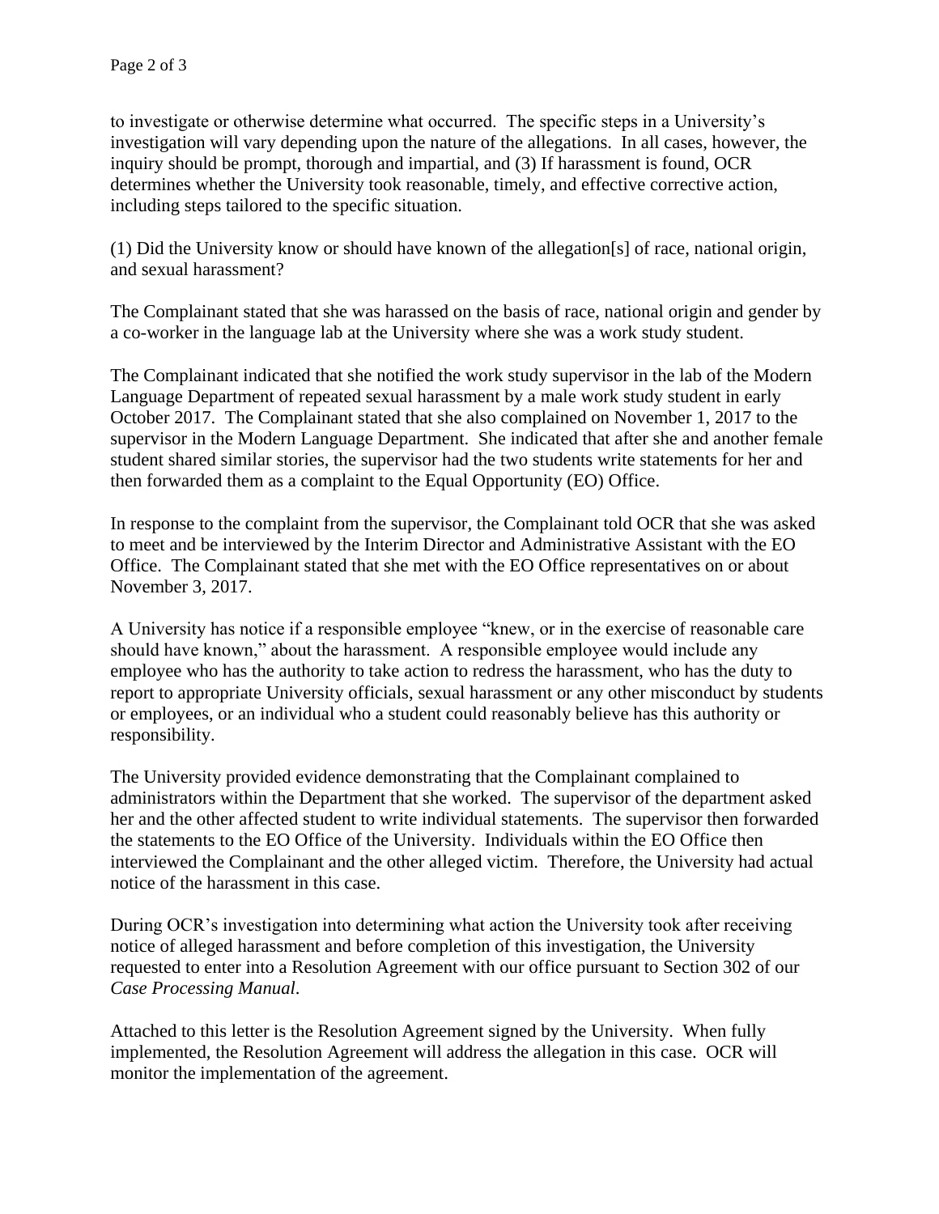to investigate or otherwise determine what occurred. The specific steps in a University's investigation will vary depending upon the nature of the allegations. In all cases, however, the inquiry should be prompt, thorough and impartial, and (3) If harassment is found, OCR determines whether the University took reasonable, timely, and effective corrective action, including steps tailored to the specific situation.

(1) Did the University know or should have known of the allegation[s] of race, national origin, and sexual harassment?

The Complainant stated that she was harassed on the basis of race, national origin and gender by a co-worker in the language lab at the University where she was a work study student.

The Complainant indicated that she notified the work study supervisor in the lab of the Modern Language Department of repeated sexual harassment by a male work study student in early October 2017. The Complainant stated that she also complained on November 1, 2017 to the supervisor in the Modern Language Department. She indicated that after she and another female student shared similar stories, the supervisor had the two students write statements for her and then forwarded them as a complaint to the Equal Opportunity (EO) Office.

In response to the complaint from the supervisor, the Complainant told OCR that she was asked to meet and be interviewed by the Interim Director and Administrative Assistant with the EO Office. The Complainant stated that she met with the EO Office representatives on or about November 3, 2017.

A University has notice if a responsible employee "knew, or in the exercise of reasonable care should have known," about the harassment. A responsible employee would include any employee who has the authority to take action to redress the harassment, who has the duty to report to appropriate University officials, sexual harassment or any other misconduct by students or employees, or an individual who a student could reasonably believe has this authority or responsibility.

The University provided evidence demonstrating that the Complainant complained to administrators within the Department that she worked. The supervisor of the department asked her and the other affected student to write individual statements. The supervisor then forwarded the statements to the EO Office of the University. Individuals within the EO Office then interviewed the Complainant and the other alleged victim. Therefore, the University had actual notice of the harassment in this case.

During OCR's investigation into determining what action the University took after receiving notice of alleged harassment and before completion of this investigation, the University requested to enter into a Resolution Agreement with our office pursuant to Section 302 of our *Case Processing Manual*.

Attached to this letter is the Resolution Agreement signed by the University. When fully implemented, the Resolution Agreement will address the allegation in this case. OCR will monitor the implementation of the agreement.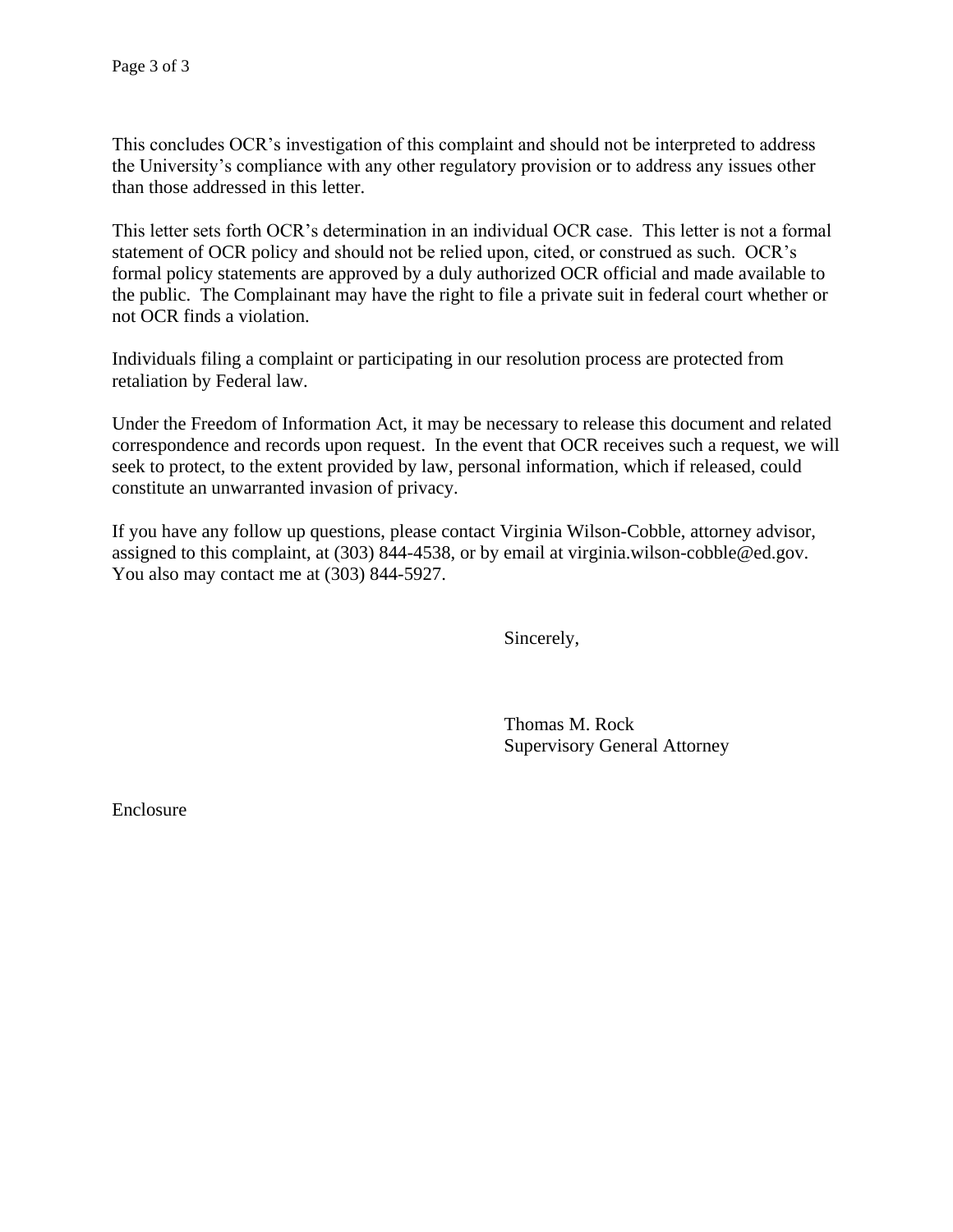This concludes OCR's investigation of this complaint and should not be interpreted to address the University's compliance with any other regulatory provision or to address any issues other than those addressed in this letter.

This letter sets forth OCR's determination in an individual OCR case. This letter is not a formal statement of OCR policy and should not be relied upon, cited, or construed as such. OCR's formal policy statements are approved by a duly authorized OCR official and made available to the public. The Complainant may have the right to file a private suit in federal court whether or not OCR finds a violation.

Individuals filing a complaint or participating in our resolution process are protected from retaliation by Federal law.

Under the Freedom of Information Act, it may be necessary to release this document and related correspondence and records upon request. In the event that OCR receives such a request, we will seek to protect, to the extent provided by law, personal information, which if released, could constitute an unwarranted invasion of privacy.

If you have any follow up questions, please contact Virginia Wilson-Cobble, attorney advisor, assigned to this complaint, at (303) 844-4538, or by email at virginia.wilson-cobble@ed.gov. You also may contact me at (303) 844-5927.

Sincerely,

Thomas M. Rock
Supervisory General Attorney

Enclosure